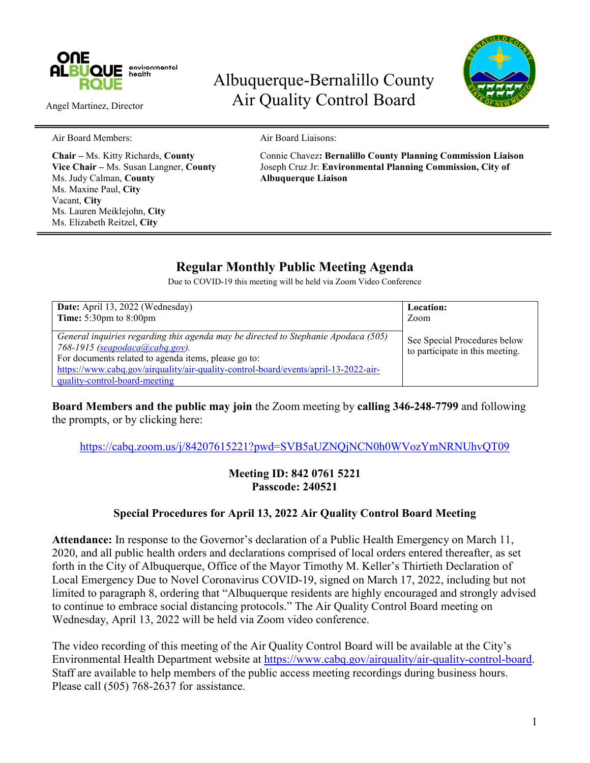ONE ALBUQUERQUE environmental health

Angel Martinez, Director

# Albuquerque-Bernalillo County Air Quality Control Board

Air Board Members:

**Chair –** Ms. Kitty Richards, **County**
**Vice Chair –** Ms. Susan Langner, **County**
Ms. Judy Calman, **County**
Ms. Maxine Paul, **City**
Vacant, **City**
Ms. Lauren Meiklejohn, **City**
Ms. Elizabeth Reitzel, **City**

Air Board Liaisons:

Connie Chavez**: Bernalillo County Planning Commission Liaison**
Joseph Cruz Jr: **Environmental Planning Commission, City of Albuquerque Liaison**

## Regular Monthly Public Meeting Agenda

Due to COVID-19 this meeting will be held via Zoom Video Conference

| **Date:** April 13, 2022 (Wednesday)<br>**Time:** 5:30pm to 8:00pm | **Location:**<br>Zoom |
|---|---|
| *General inquiries regarding this agenda may be directed to Stephanie Apodaca (505) 768-1915 (seapodaca@cabq.gov).*<br>For documents related to agenda items, please go to:<br>https://www.cabq.gov/airquality/air-quality-control-board/events/april-13-2022-air-quality-control-board-meeting | See Special Procedures below to participate in this meeting. |

**Board Members and the public may join** the Zoom meeting by **calling 346-248-7799** and following the prompts, or by clicking here:

https://cabq.zoom.us/j/84207615221?pwd=SVB5aUZNQjNCN0h0WVozYmNRNUhvQT09

**Meeting ID: 842 0761 5221**
**Passcode: 240521**

### Special Procedures for April 13, 2022 Air Quality Control Board Meeting

**Attendance:** In response to the Governor's declaration of a Public Health Emergency on March 11, 2020, and all public health orders and declarations comprised of local orders entered thereafter, as set forth in the City of Albuquerque, Office of the Mayor Timothy M. Keller's Thirtieth Declaration of Local Emergency Due to Novel Coronavirus COVID-19, signed on March 17, 2022, including but not limited to paragraph 8, ordering that "Albuquerque residents are highly encouraged and strongly advised to continue to embrace social distancing protocols." The Air Quality Control Board meeting on Wednesday, April 13, 2022 will be held via Zoom video conference.

The video recording of this meeting of the Air Quality Control Board will be available at the City's Environmental Health Department website at https://www.cabq.gov/airquality/air-quality-control-board. Staff are available to help members of the public access meeting recordings during business hours. Please call (505) 768-2637 for assistance.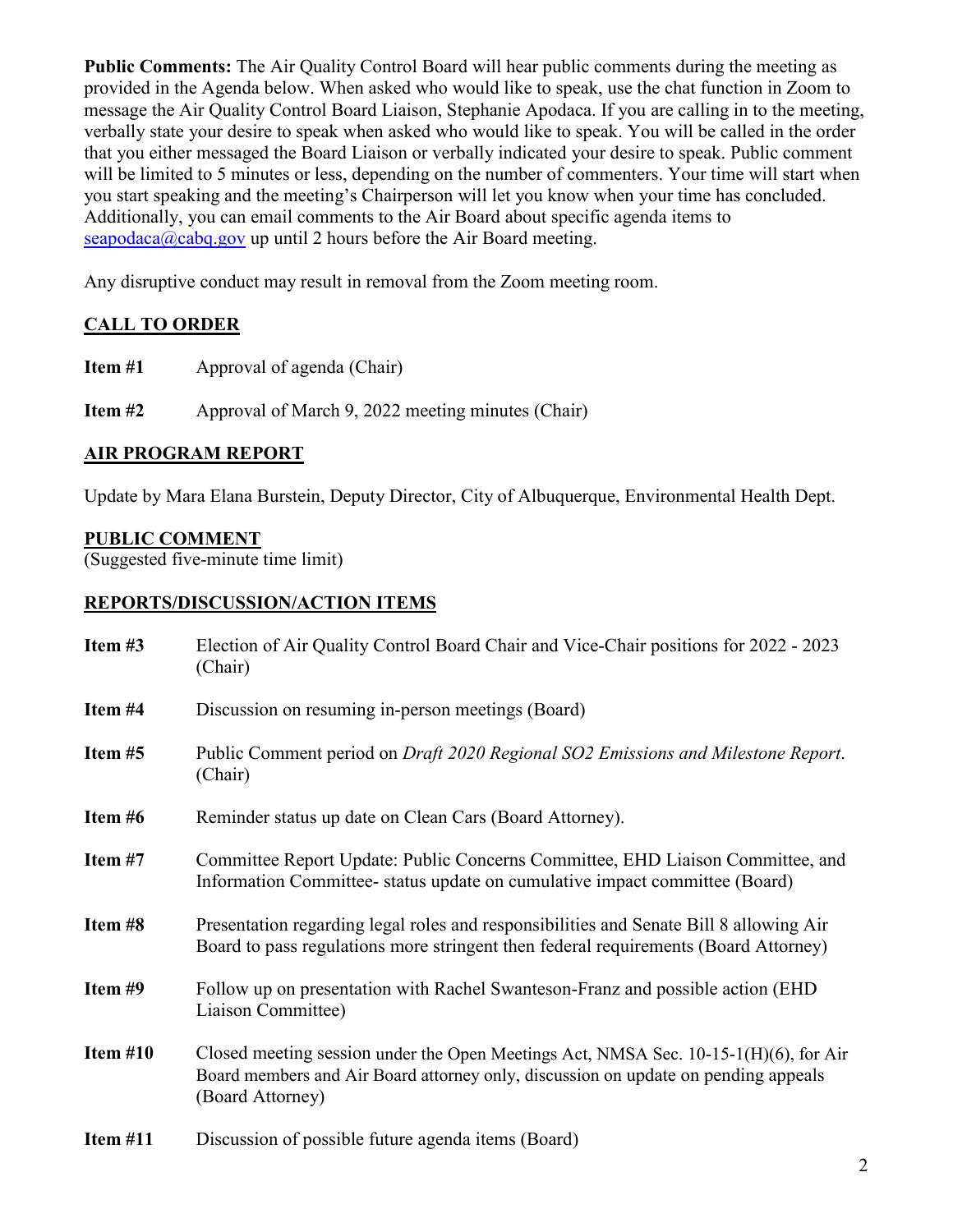**Public Comments:** The Air Quality Control Board will hear public comments during the meeting as provided in the Agenda below. When asked who would like to speak, use the chat function in Zoom to message the Air Quality Control Board Liaison, Stephanie Apodaca. If you are calling in to the meeting, verbally state your desire to speak when asked who would like to speak. You will be called in the order that you either messaged the Board Liaison or verbally indicated your desire to speak. Public comment will be limited to 5 minutes or less, depending on the number of commenters. Your time will start when you start speaking and the meeting's Chairperson will let you know when your time has concluded. Additionally, you can email comments to the Air Board about specific agenda items to seapodaca@cabq.gov up until 2 hours before the Air Board meeting.

Any disruptive conduct may result in removal from the Zoom meeting room.

## CALL TO ORDER

**Item #1** Approval of agenda (Chair)

**Item #2** Approval of March 9, 2022 meeting minutes (Chair)

## AIR PROGRAM REPORT

Update by Mara Elana Burstein, Deputy Director, City of Albuquerque, Environmental Health Dept.

## PUBLIC COMMENT

(Suggested five-minute time limit)

## REPORTS/DISCUSSION/ACTION ITEMS

**Item #3** Election of Air Quality Control Board Chair and Vice-Chair positions for 2022 - 2023 (Chair)

**Item #4** Discussion on resuming in-person meetings (Board)

**Item #5** Public Comment period on *Draft 2020 Regional SO2 Emissions and Milestone Report*. (Chair)

**Item #6** Reminder status up date on Clean Cars (Board Attorney).

**Item #7** Committee Report Update: Public Concerns Committee, EHD Liaison Committee, and Information Committee- status update on cumulative impact committee (Board)

**Item #8** Presentation regarding legal roles and responsibilities and Senate Bill 8 allowing Air Board to pass regulations more stringent then federal requirements (Board Attorney)

**Item #9** Follow up on presentation with Rachel Swanteson-Franz and possible action (EHD Liaison Committee)

**Item #10** Closed meeting session under the Open Meetings Act, NMSA Sec. 10-15-1(H)(6), for Air Board members and Air Board attorney only, discussion on update on pending appeals (Board Attorney)

**Item #11** Discussion of possible future agenda items (Board)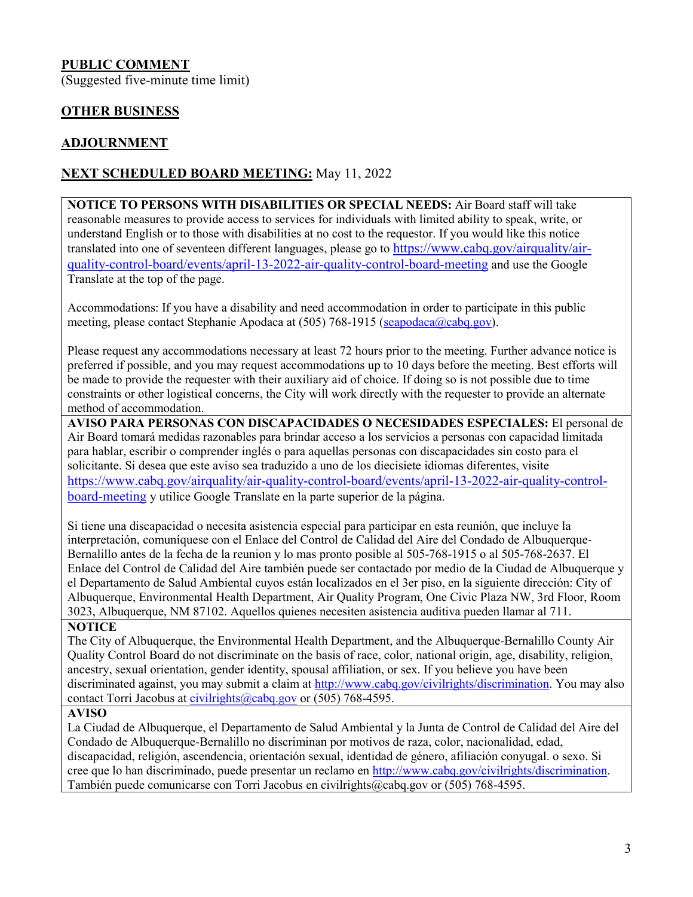## PUBLIC COMMENT

(Suggested five-minute time limit)

## OTHER BUSINESS

## ADJOURNMENT

## NEXT SCHEDULED BOARD MEETING: May 11, 2022

**NOTICE TO PERSONS WITH DISABILITIES OR SPECIAL NEEDS:** Air Board staff will take reasonable measures to provide access to services for individuals with limited ability to speak, write, or understand English or to those with disabilities at no cost to the requestor. If you would like this notice translated into one of seventeen different languages, please go to https://www.cabq.gov/airquality/air-quality-control-board/events/april-13-2022-air-quality-control-board-meeting and use the Google Translate at the top of the page.

Accommodations: If you have a disability and need accommodation in order to participate in this public meeting, please contact Stephanie Apodaca at (505) 768-1915 (seapodaca@cabq.gov).

Please request any accommodations necessary at least 72 hours prior to the meeting. Further advance notice is preferred if possible, and you may request accommodations up to 10 days before the meeting. Best efforts will be made to provide the requester with their auxiliary aid of choice. If doing so is not possible due to time constraints or other logistical concerns, the City will work directly with the requester to provide an alternate method of accommodation.

**AVISO PARA PERSONAS CON DISCAPACIDADES O NECESIDADES ESPECIALES:** El personal de Air Board tomará medidas razonables para brindar acceso a los servicios a personas con capacidad limitada para hablar, escribir o comprender inglés o para aquellas personas con discapacidades sin costo para el solicitante. Si desea que este aviso sea traduzido a uno de los diecisiete idiomas diferentes, visite https://www.cabq.gov/airquality/air-quality-control-board/events/april-13-2022-air-quality-control-board-meeting y utilice Google Translate en la parte superior de la página.

Si tiene una discapacidad o necesita asistencia especial para participar en esta reunión, que incluye la interpretación, comuníquese con el Enlace del Control de Calidad del Aire del Condado de Albuquerque-Bernalillo antes de la fecha de la reunion y lo mas pronto posible al 505-768-1915 o al 505-768-2637. El Enlace del Control de Calidad del Aire también puede ser contactado por medio de la Ciudad de Albuquerque y el Departamento de Salud Ambiental cuyos están localizados en el 3er piso, en la siguiente dirección: City of Albuquerque, Environmental Health Department, Air Quality Program, One Civic Plaza NW, 3rd Floor, Room 3023, Albuquerque, NM 87102. Aquellos quienes necesiten asistencia auditiva pueden llamar al 711.

**NOTICE**

The City of Albuquerque, the Environmental Health Department, and the Albuquerque-Bernalillo County Air Quality Control Board do not discriminate on the basis of race, color, national origin, age, disability, religion, ancestry, sexual orientation, gender identity, spousal affiliation, or sex. If you believe you have been discriminated against, you may submit a claim at http://www.cabq.gov/civilrights/discrimination. You may also contact Torri Jacobus at civilrights@cabq.gov or (505) 768-4595.

**AVISO**

La Ciudad de Albuquerque, el Departamento de Salud Ambiental y la Junta de Control de Calidad del Aire del Condado de Albuquerque-Bernalillo no discriminan por motivos de raza, color, nacionalidad, edad, discapacidad, religión, ascendencia, orientación sexual, identidad de género, afiliación conyugal. o sexo. Si cree que lo han discriminado, puede presentar un reclamo en http://www.cabq.gov/civilrights/discrimination. También puede comunicarse con Torri Jacobus en civilrights@cabq.gov or (505) 768-4595.